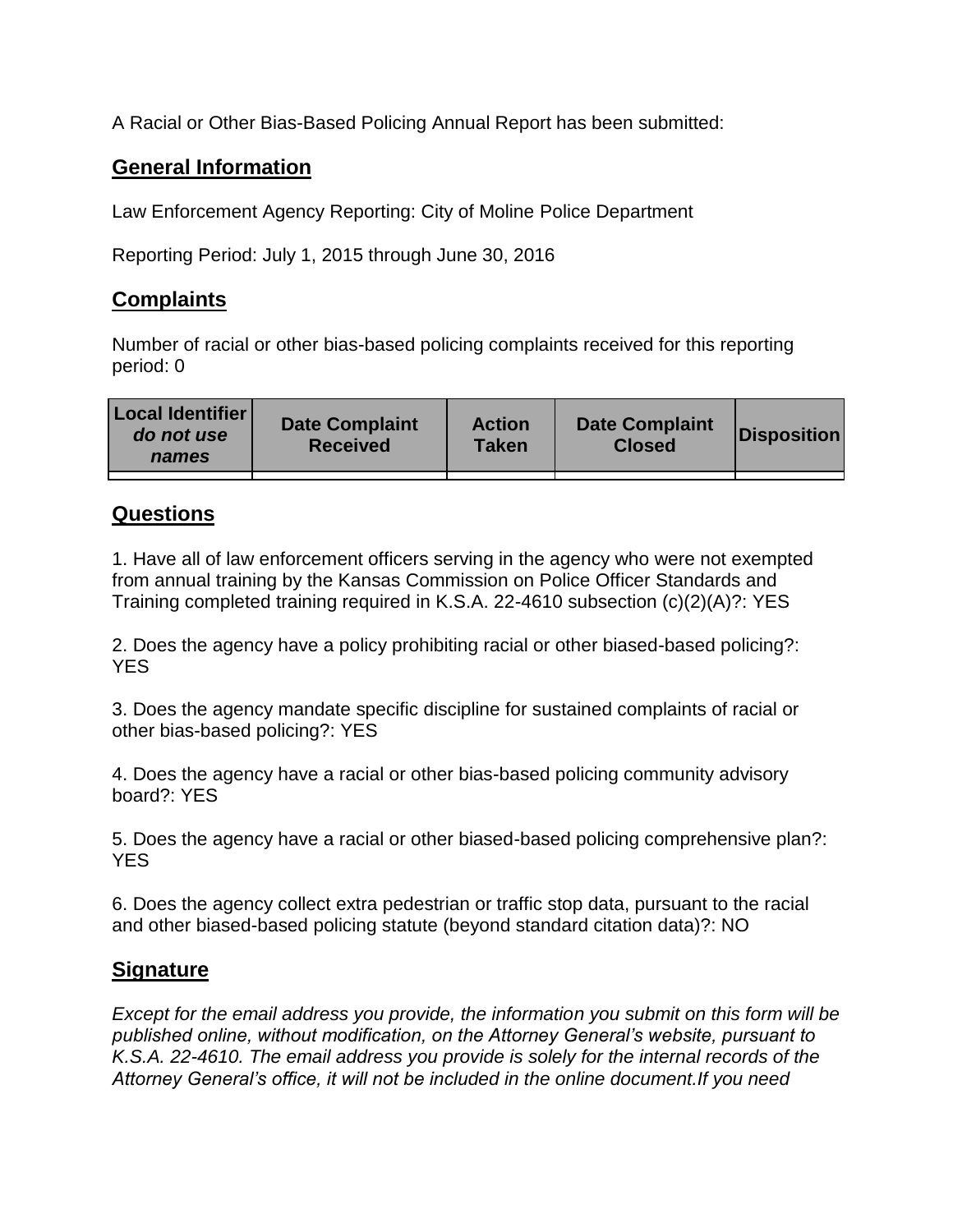A Racial or Other Bias-Based Policing Annual Report has been submitted:

## General Information

Law Enforcement Agency Reporting: City of Moline Police Department

Reporting Period: July 1, 2015 through June 30, 2016

## Complaints

Number of racial or other bias-based policing complaints received for this reporting period: 0

| **Local Identifier** ***do not use names*** | **Date Complaint Received** | **Action Taken** | **Date Complaint Closed** | **Disposition** |
| --- | --- | --- | --- | --- |
| | | | | |

## Questions

1. Have all of law enforcement officers serving in the agency who were not exempted from annual training by the Kansas Commission on Police Officer Standards and Training completed training required in K.S.A. 22-4610 subsection (c)(2)(A)?: YES

2. Does the agency have a policy prohibiting racial or other biased-based policing?: YES

3. Does the agency mandate specific discipline for sustained complaints of racial or other bias-based policing?: YES

4. Does the agency have a racial or other bias-based policing community advisory board?: YES

5. Does the agency have a racial or other biased-based policing comprehensive plan?: YES

6. Does the agency collect extra pedestrian or traffic stop data, pursuant to the racial and other biased-based policing statute (beyond standard citation data)?: NO

## Signature

*Except for the email address you provide, the information you submit on this form will be published online, without modification, on the Attorney General's website, pursuant to K.S.A. 22-4610. The email address you provide is solely for the internal records of the Attorney General's office, it will not be included in the online document.If you need*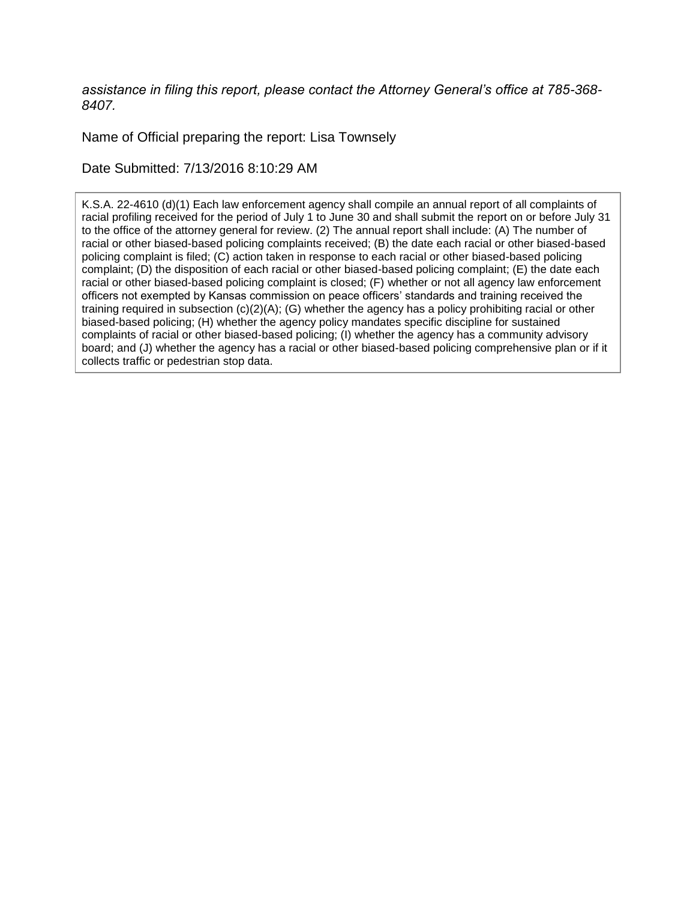*assistance in filing this report, please contact the Attorney General's office at 785-368-8407.*

Name of Official preparing the report: Lisa Townsely

Date Submitted: 7/13/2016 8:10:29 AM

K.S.A. 22-4610 (d)(1) Each law enforcement agency shall compile an annual report of all complaints of racial profiling received for the period of July 1 to June 30 and shall submit the report on or before July 31 to the office of the attorney general for review. (2) The annual report shall include: (A) The number of racial or other biased-based policing complaints received; (B) the date each racial or other biased-based policing complaint is filed; (C) action taken in response to each racial or other biased-based policing complaint; (D) the disposition of each racial or other biased-based policing complaint; (E) the date each racial or other biased-based policing complaint is closed; (F) whether or not all agency law enforcement officers not exempted by Kansas commission on peace officers' standards and training received the training required in subsection (c)(2)(A); (G) whether the agency has a policy prohibiting racial or other biased-based policing; (H) whether the agency policy mandates specific discipline for sustained complaints of racial or other biased-based policing; (I) whether the agency has a community advisory board; and (J) whether the agency has a racial or other biased-based policing comprehensive plan or if it collects traffic or pedestrian stop data.